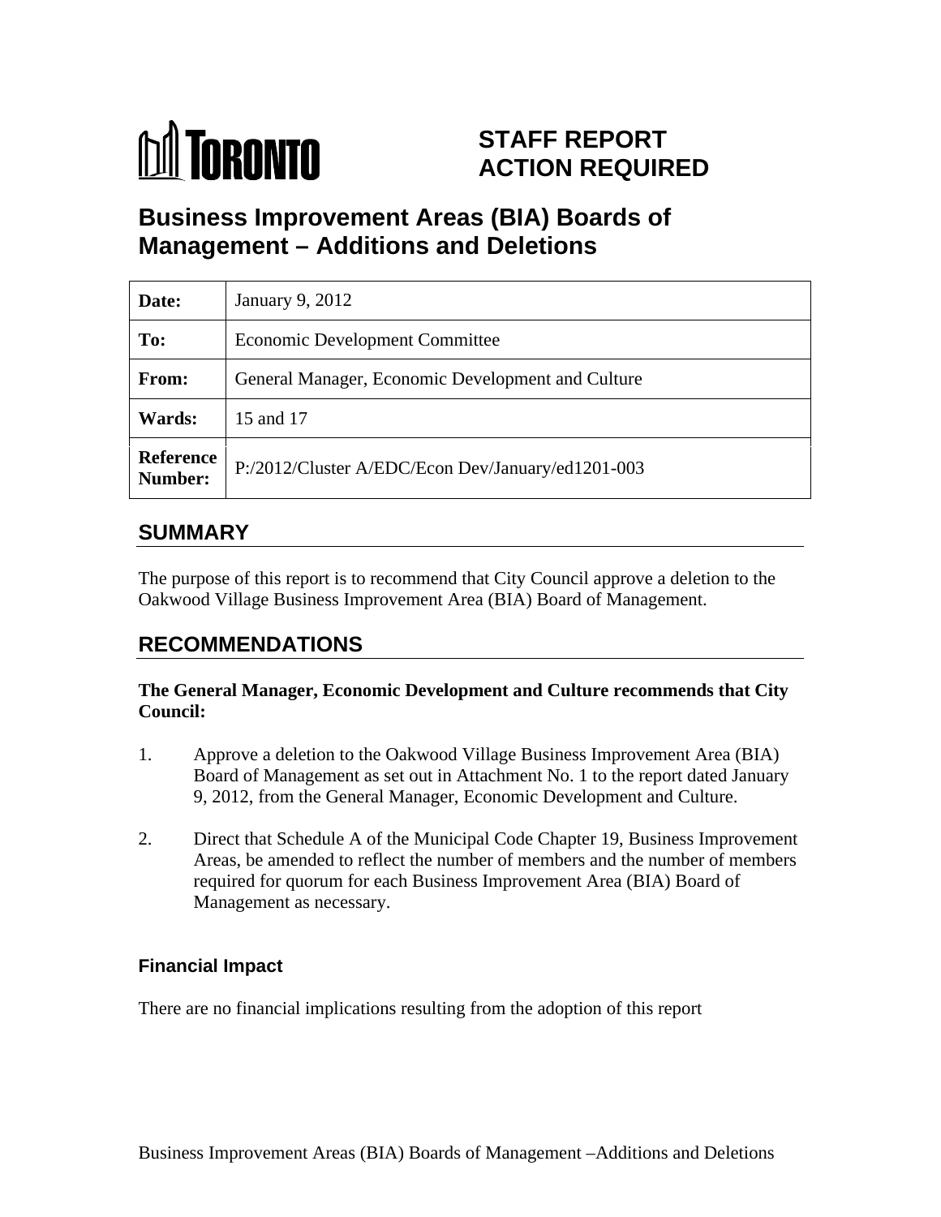# STAFF REPORT ACTION REQUIRED

# Business Improvement Areas (BIA) Boards of Management – Additions and Deletions

| | |
|---|---|
| **Date:** | January 9, 2012 |
| **To:** | Economic Development Committee |
| **From:** | General Manager, Economic Development and Culture |
| **Wards:** | 15 and 17 |
| **Reference Number:** | P:/2012/Cluster A/EDC/Econ Dev/January/ed1201-003 |

## SUMMARY

The purpose of this report is to recommend that City Council approve a deletion to the Oakwood Village Business Improvement Area (BIA) Board of Management.

## RECOMMENDATIONS

**The General Manager, Economic Development and Culture recommends that City Council:**

1. Approve a deletion to the Oakwood Village Business Improvement Area (BIA) Board of Management as set out in Attachment No. 1 to the report dated January 9, 2012, from the General Manager, Economic Development and Culture.

2. Direct that Schedule A of the Municipal Code Chapter 19, Business Improvement Areas, be amended to reflect the number of members and the number of members required for quorum for each Business Improvement Area (BIA) Board of Management as necessary.

### Financial Impact

There are no financial implications resulting from the adoption of this report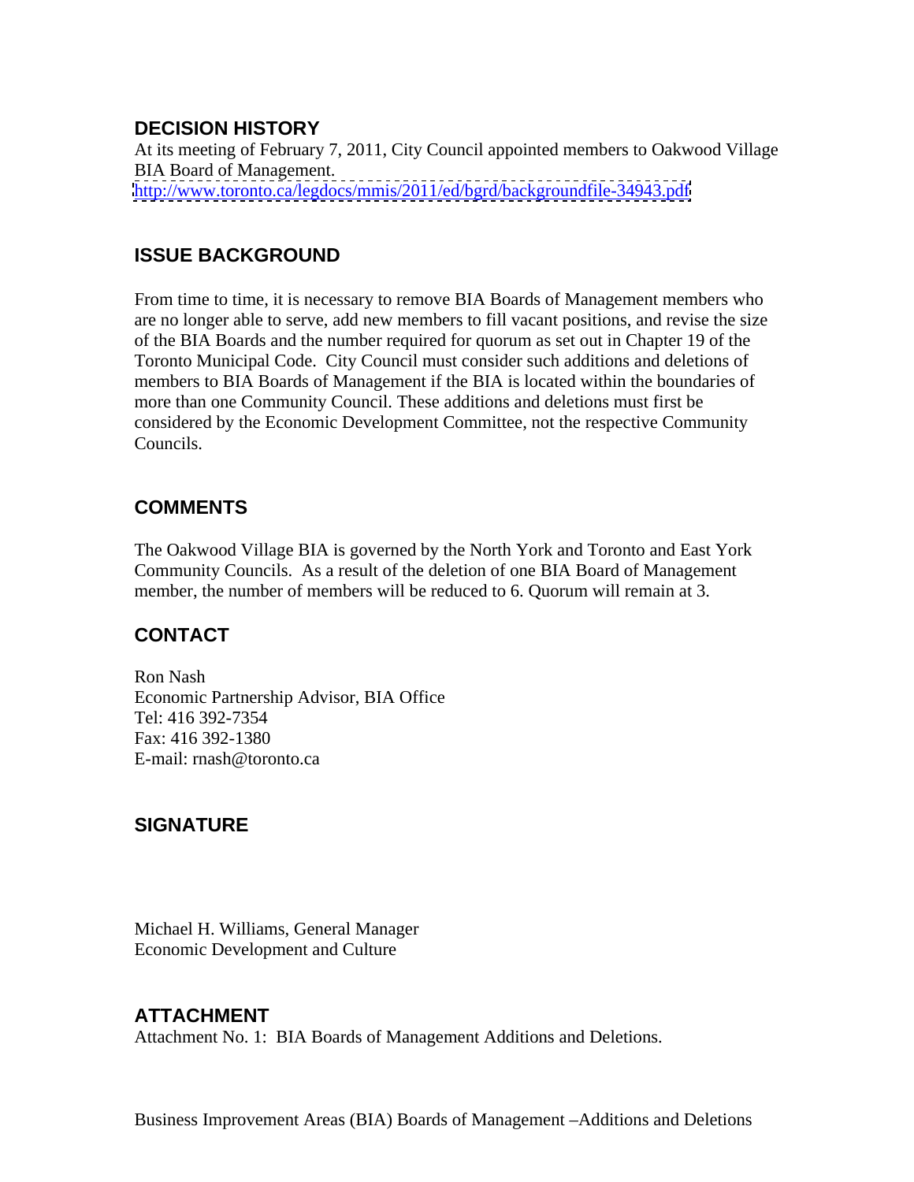## DECISION HISTORY

At its meeting of February 7, 2011, City Council appointed members to Oakwood Village BIA Board of Management.
http://www.toronto.ca/legdocs/mmis/2011/ed/bgrd/backgroundfile-34943.pdf

## ISSUE BACKGROUND

From time to time, it is necessary to remove BIA Boards of Management members who are no longer able to serve, add new members to fill vacant positions, and revise the size of the BIA Boards and the number required for quorum as set out in Chapter 19 of the Toronto Municipal Code. City Council must consider such additions and deletions of members to BIA Boards of Management if the BIA is located within the boundaries of more than one Community Council. These additions and deletions must first be considered by the Economic Development Committee, not the respective Community Councils.

## COMMENTS

The Oakwood Village BIA is governed by the North York and Toronto and East York Community Councils. As a result of the deletion of one BIA Board of Management member, the number of members will be reduced to 6. Quorum will remain at 3.

## CONTACT

Ron Nash
Economic Partnership Advisor, BIA Office
Tel: 416 392-7354
Fax: 416 392-1380
E-mail: rnash@toronto.ca

## SIGNATURE

Michael H. Williams, General Manager
Economic Development and Culture

## ATTACHMENT

Attachment No. 1: BIA Boards of Management Additions and Deletions.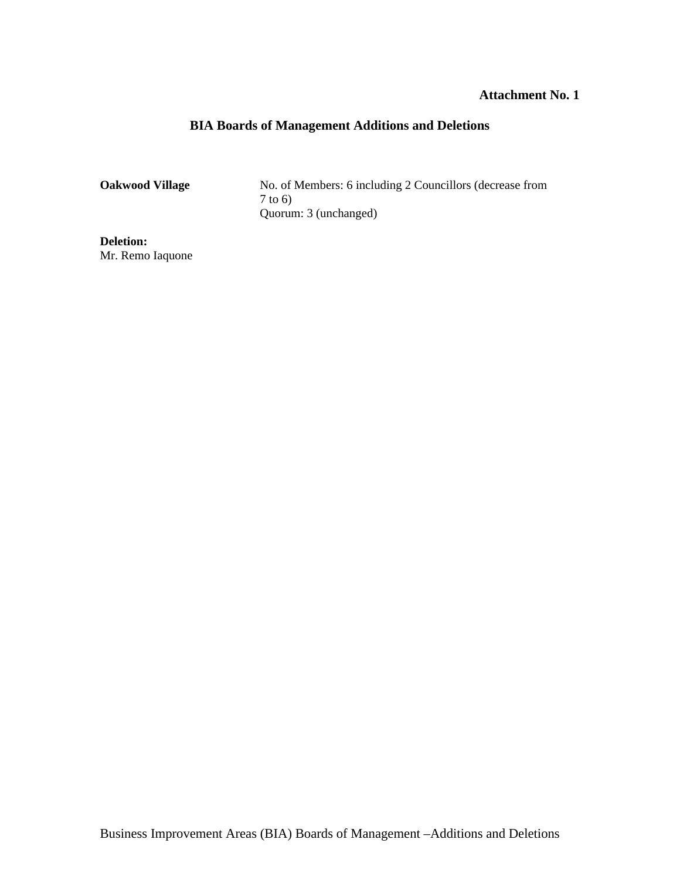**Attachment No. 1**

## BIA Boards of Management Additions and Deletions

| | |
|---|---|
| **Oakwood Village** | No. of Members: 6 including 2 Councillors (decrease from 7 to 6)<br>Quorum: 3 (unchanged) |

**Deletion:**
Mr. Remo Iaquone